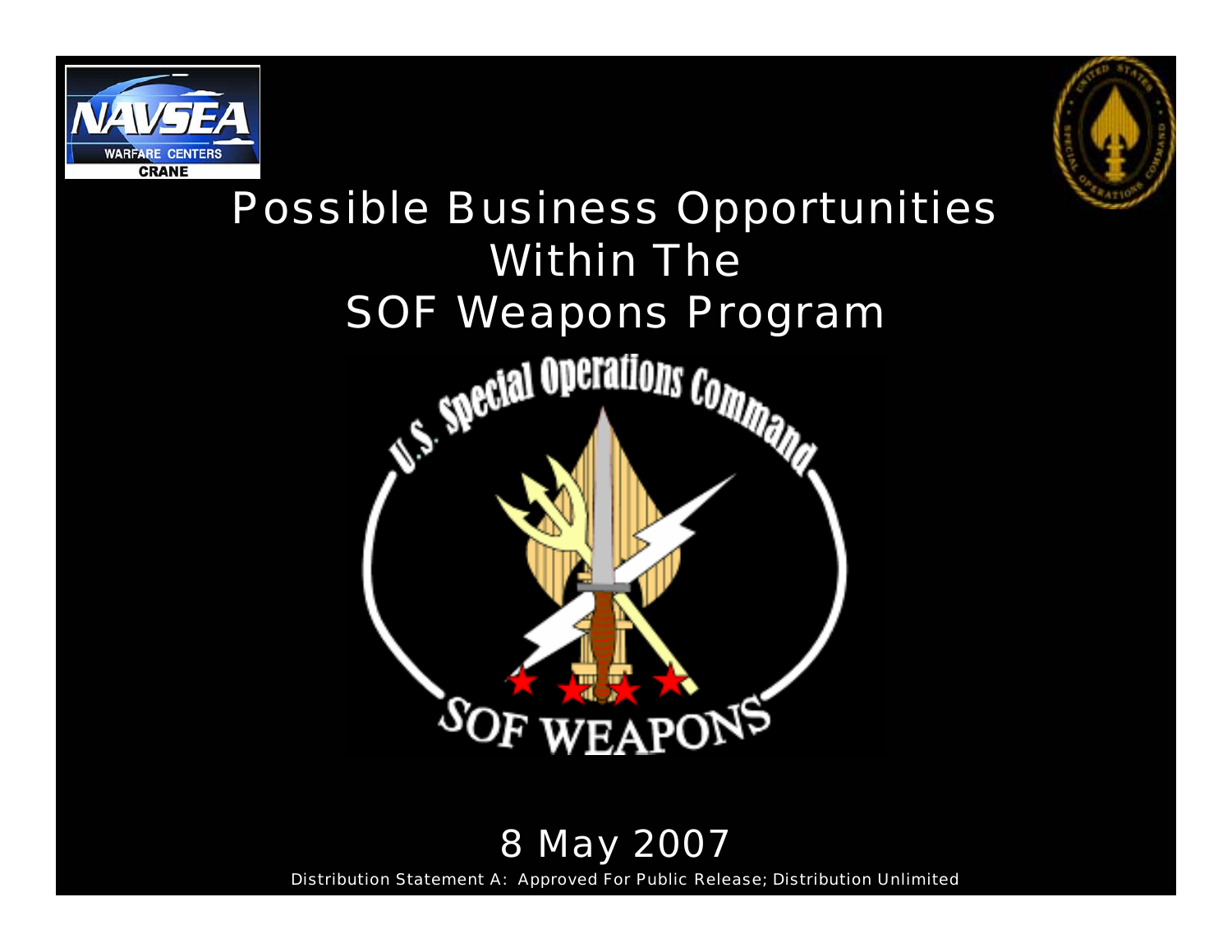# Possible Business Opportunities Within The SOF Weapons Program

8 May 2007

Distribution Statement A: Approved For Public Release; Distribution Unlimited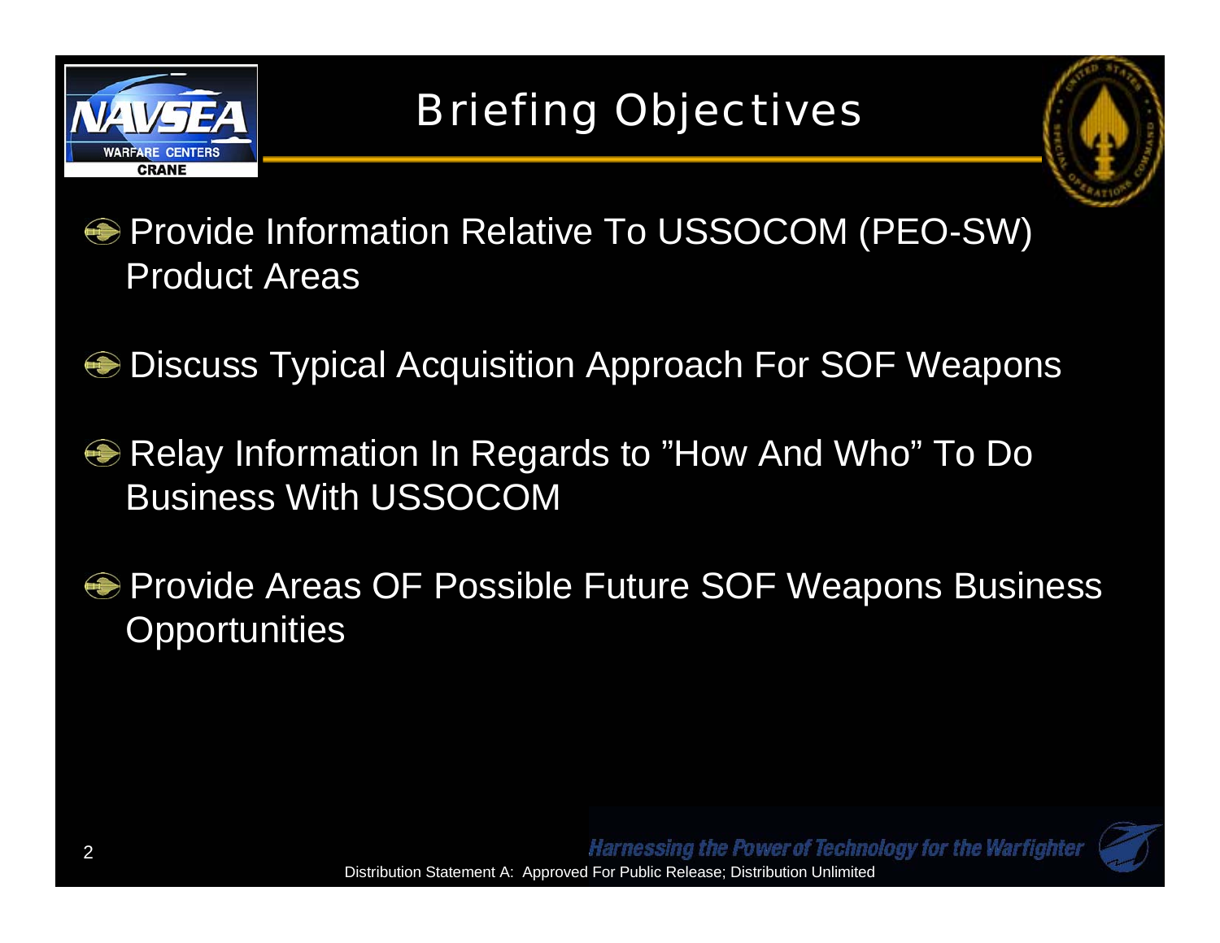# Briefing Objectives

- Provide Information Relative To USSOCOM (PEO-SW) Product Areas
- Discuss Typical Acquisition Approach For SOF Weapons
- Relay Information In Regards to "How And Who" To Do Business With USSOCOM
- Provide Areas OF Possible Future SOF Weapons Business Opportunities

Distribution Statement A: Approved For Public Release; Distribution Unlimited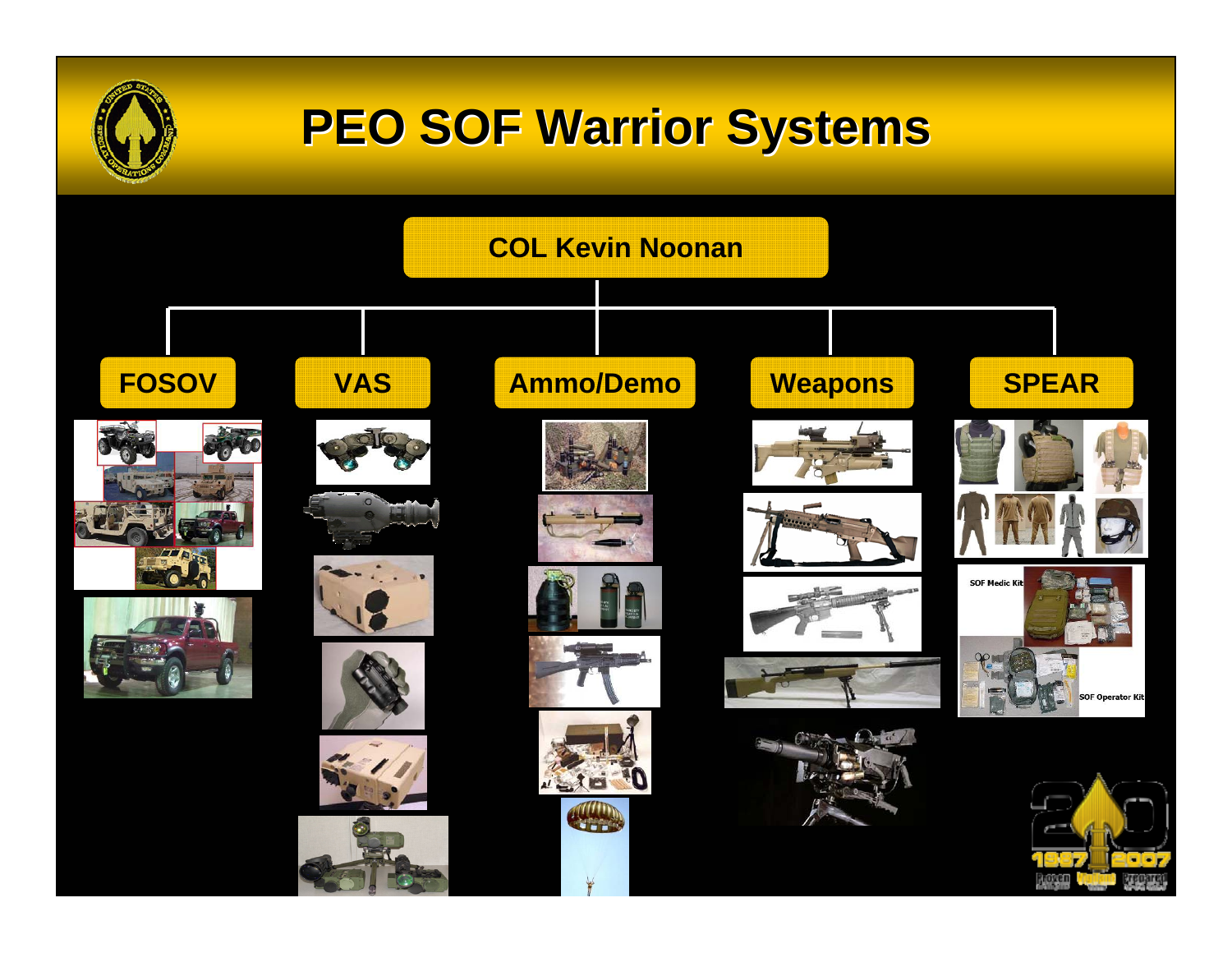# PEO SOF Warrior Systems

COL Kevin Noonan

- FOSOV
- VAS
- Ammo/Demo
- Weapons
- SPEAR

SOF Medic Kit

SOF Operator Kit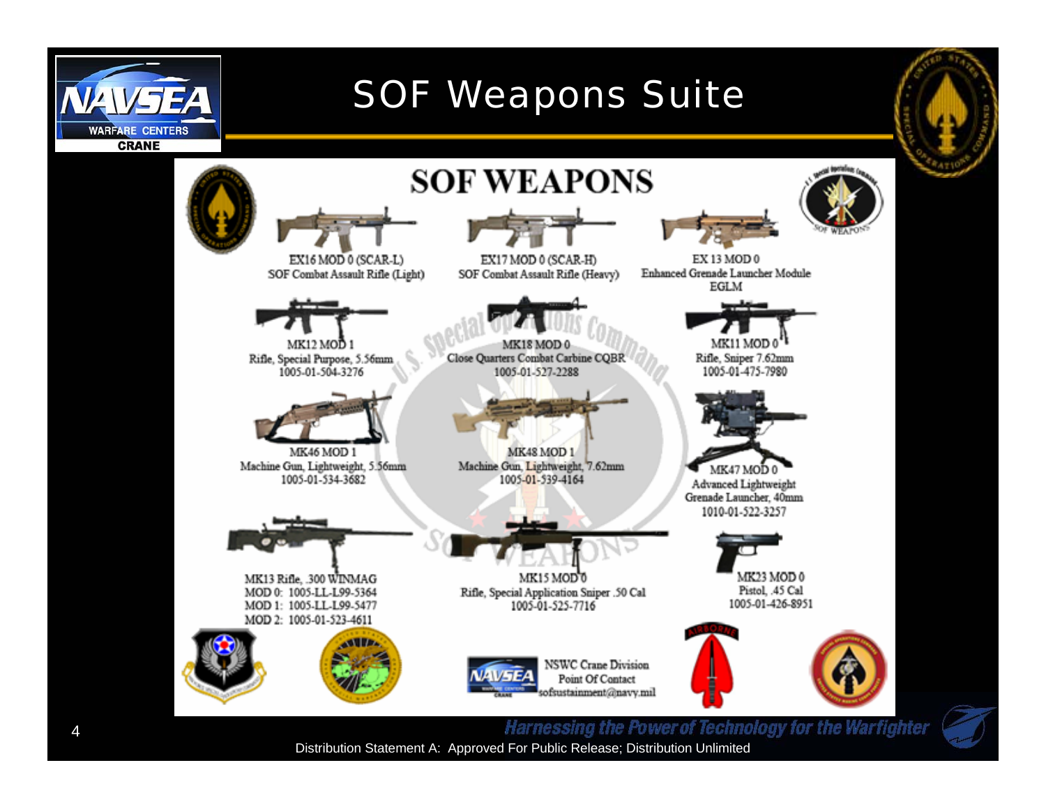# SOF Weapons Suite

## SOF WEAPONS

EX16 MOD 0 (SCAR-L)
SOF Combat Assault Rifle (Light)

EX17 MOD 0 (SCAR-H)
SOF Combat Assault Rifle (Heavy)

EX 13 MOD 0
Enhanced Grenade Launcher Module
EGLM

MK12 MOD 1
Rifle, Special Purpose, 5.56mm
1005-01-504-3276

MK18 MOD 0
Close Quarters Combat Carbine CQBR
1005-01-527-2288

MK11 MOD 0
Rifle, Sniper 7.62mm
1005-01-475-7980

MK46 MOD 1
Machine Gun, Lightweight, 5.56mm
1005-01-534-3682

MK48 MOD 1
Machine Gun, Lightweight, 7.62mm
1005-01-539-4164

MK47 MOD 0
Advanced Lightweight
Grenade Launcher, 40mm
1010-01-522-3257

MK13 Rifle, .300 WINMAG
MOD 0: 1005-LL-L99-5364
MOD 1: 1005-LL-L99-5477
MOD 2: 1005-01-523-4611

MK15 MOD 0
Rifle, Special Application Sniper .50 Cal
1005-01-525-7716

MK23 MOD 0
Pistol, .45 Cal
1005-01-426-8951

NSWC Crane Division
Point Of Contact
sofsustainment@navy.mil

*Harnessing the Power of Technology for the Warfighter*

Distribution Statement A: Approved For Public Release; Distribution Unlimited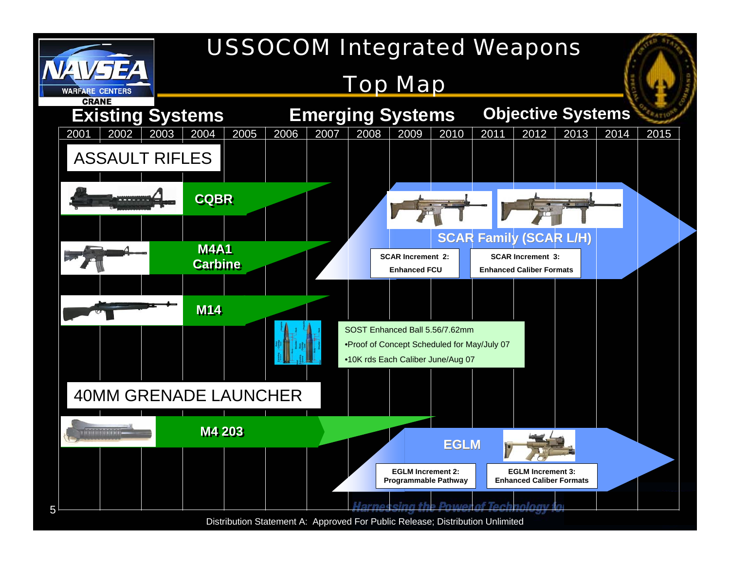# USSOCOM Integrated Weapons Top Map

NAVSEA WARFARE CENTERS CRANE

**Existing Systems** **Emerging Systems** **Objective Systems**

2001 | 2002 | 2003 | 2004 | 2005 | 2006 | 2007 | 2008 | 2009 | 2010 | 2011 | 2012 | 2013 | 2014 | 2015

## ASSAULT RIFLES

**CQBR**

**M4A1 Carbine**

**M14**

**SCAR Family (SCAR L/H)**

**SCAR Increment 2: Enhanced FCU**

**SCAR Increment 3: Enhanced Caliber Formats**

SOST Enhanced Ball 5.56/7.62mm
- Proof of Concept Scheduled for May/July 07
- 10K rds Each Caliber June/Aug 07

## 40MM GRENADE LAUNCHER

**M4 203**

**EGLM**

**EGLM Increment 2: Programmable Pathway**

**EGLM Increment 3: Enhanced Caliber Formats**

*Harnessing the Power of Technology for*

Distribution Statement A: Approved For Public Release; Distribution Unlimited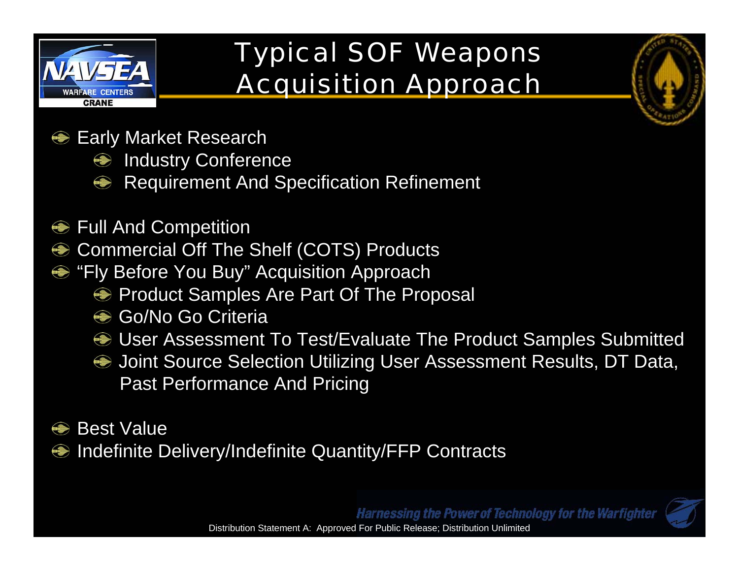# Typical SOF Weapons Acquisition Approach

- Early Market Research
  - Industry Conference
  - Requirement And Specification Refinement
- Full And Competition
- Commercial Off The Shelf (COTS) Products
- "Fly Before You Buy" Acquisition Approach
  - Product Samples Are Part Of The Proposal
  - Go/No Go Criteria
  - User Assessment To Test/Evaluate The Product Samples Submitted
  - Joint Source Selection Utilizing User Assessment Results, DT Data, Past Performance And Pricing
- Best Value
- Indefinite Delivery/Indefinite Quantity/FFP Contracts

Harnessing the Power of Technology for the Warfighter

Distribution Statement A: Approved For Public Release; Distribution Unlimited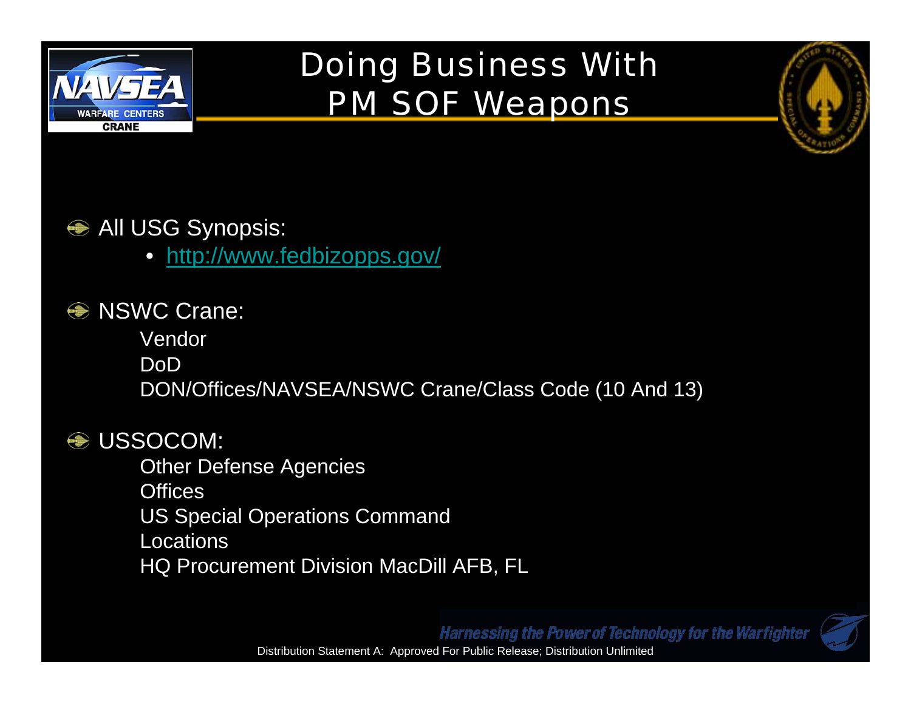# Doing Business With PM SOF Weapons

- All USG Synopsis:
  - http://www.fedbizopps.gov/
- NSWC Crane:

  Vendor
  DoD
  DON/Offices/NAVSEA/NSWC Crane/Class Code (10 And 13)

- USSOCOM:

  Other Defense Agencies
  Offices
  US Special Operations Command
  Locations
  HQ Procurement Division MacDill AFB, FL

Harnessing the Power of Technology for the Warfighter

Distribution Statement A: Approved For Public Release; Distribution Unlimited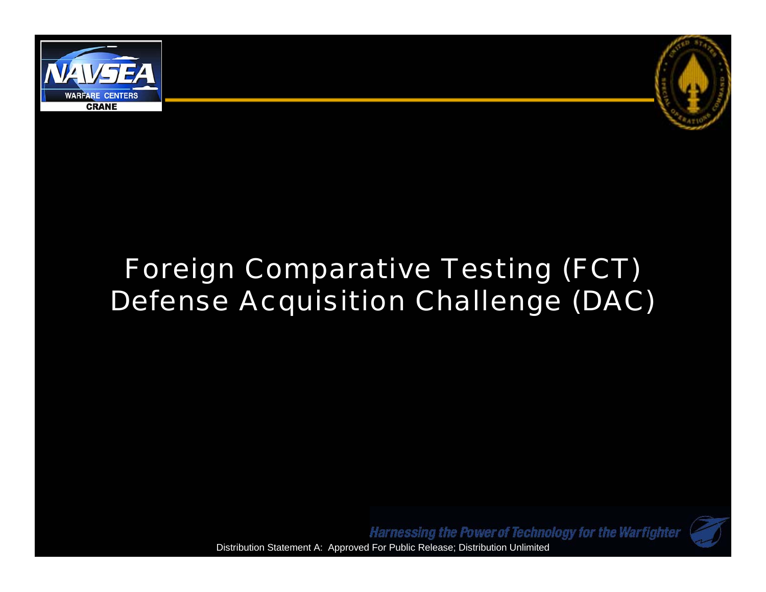# Foreign Comparative Testing (FCT)
# Defense Acquisition Challenge (DAC)

Distribution Statement A: Approved For Public Release; Distribution Unlimited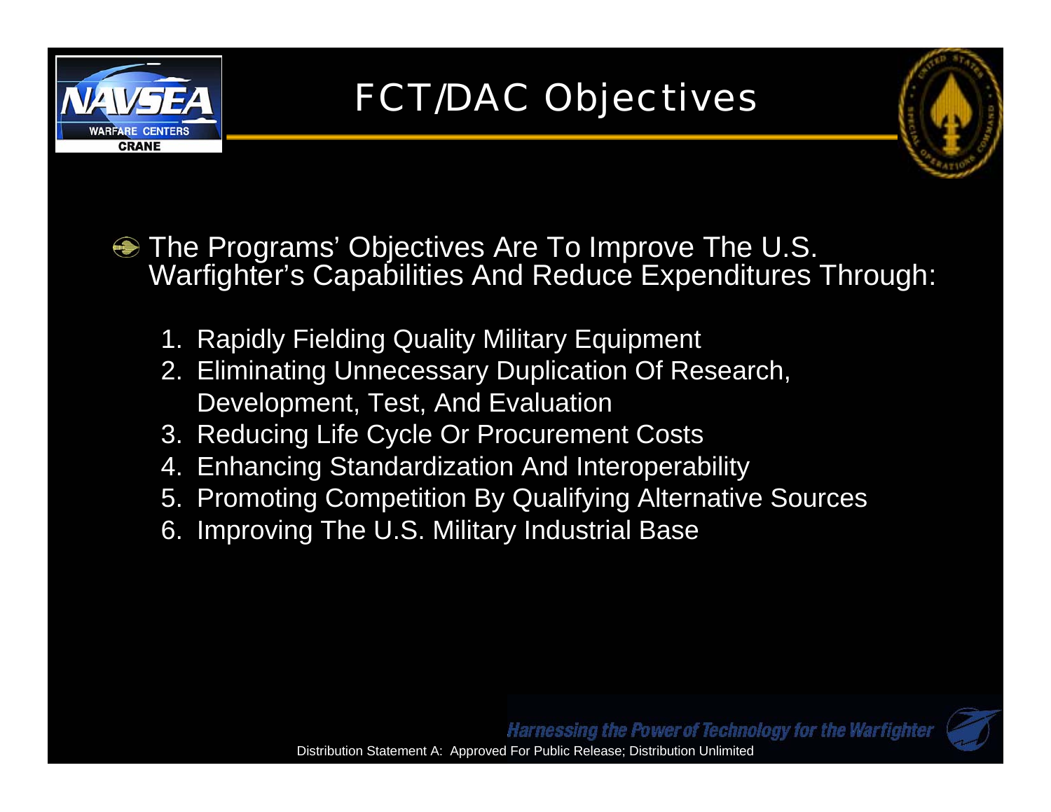# FCT/DAC Objectives

- The Programs' Objectives Are To Improve The U.S. Warfighter's Capabilities And Reduce Expenditures Through:

  1. Rapidly Fielding Quality Military Equipment
  2. Eliminating Unnecessary Duplication Of Research, Development, Test, And Evaluation
  3. Reducing Life Cycle Or Procurement Costs
  4. Enhancing Standardization And Interoperability
  5. Promoting Competition By Qualifying Alternative Sources
  6. Improving The U.S. Military Industrial Base

*Harnessing the Power of Technology for the Warfighter*

Distribution Statement A: Approved For Public Release; Distribution Unlimited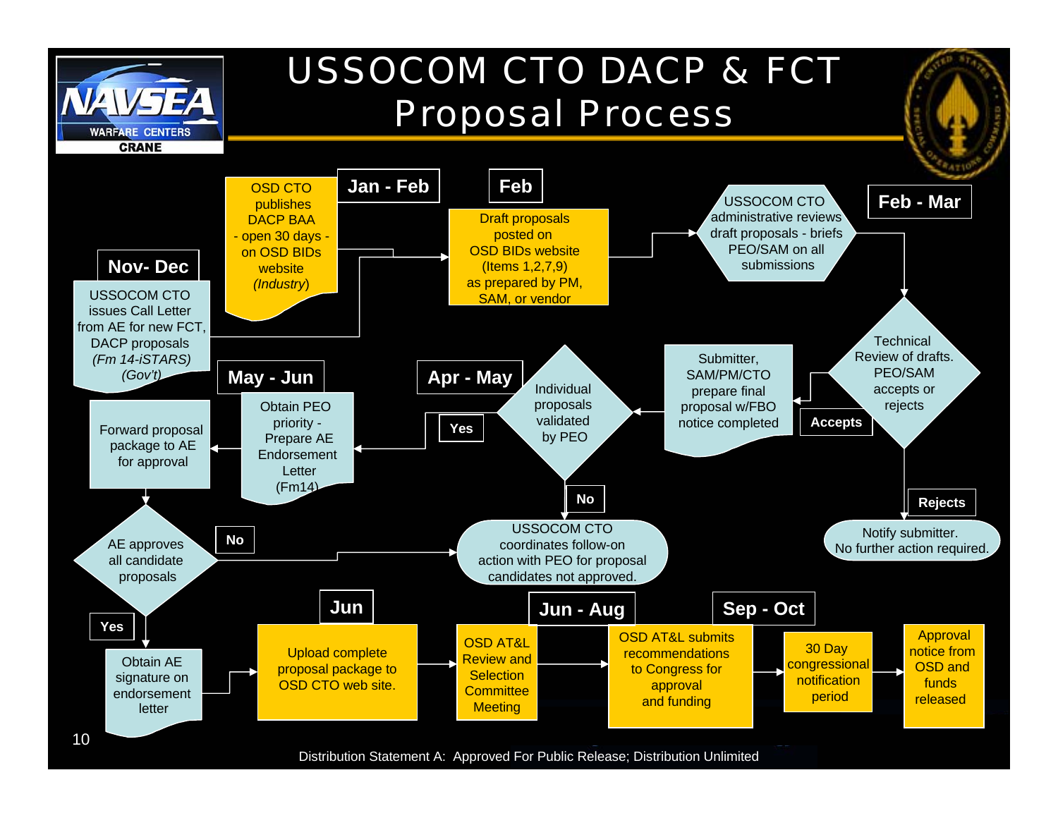# USSOCOM CTO DACP & FCT Proposal Process

NAVSEA WARFARE CENTERS CRANE

Nov- Dec

USSOCOM CTO issues Call Letter from AE for new FCT, DACP proposals *(Fm 14-iSTARS) (Gov't)*

Jan - Feb

OSD CTO publishes DACP BAA - open 30 days - on OSD BIDs website *(Industry)*

Feb

Draft proposals posted on OSD BIDs website (Items 1,2,7,9) as prepared by PM, SAM, or vendor

Feb - Mar

USSOCOM CTO administrative reviews draft proposals - briefs PEO/SAM on all submissions

Technical Review of drafts. PEO/SAM accepts or rejects

Accepts

Rejects

Notify submitter. No further action required.

Submitter, SAM/PM/CTO prepare final proposal w/FBO notice completed

Apr - May

Individual proposals validated by PEO

Yes

No

USSOCOM CTO coordinates follow-on action with PEO for proposal candidates not approved.

May - Jun

Obtain PEO priority - Prepare AE Endorsement Letter (Fm14)

Forward proposal package to AE for approval

AE approves all candidate proposals

No

Yes

Obtain AE signature on endorsement letter

Jun

Upload complete proposal package to OSD CTO web site.

Jun - Aug

OSD AT&L Review and Selection Committee Meeting

Sep - Oct

OSD AT&L submits recommendations to Congress for approval and funding

30 Day congressional notification period

Approval notice from OSD and funds released

Distribution Statement A: Approved For Public Release; Distribution Unlimited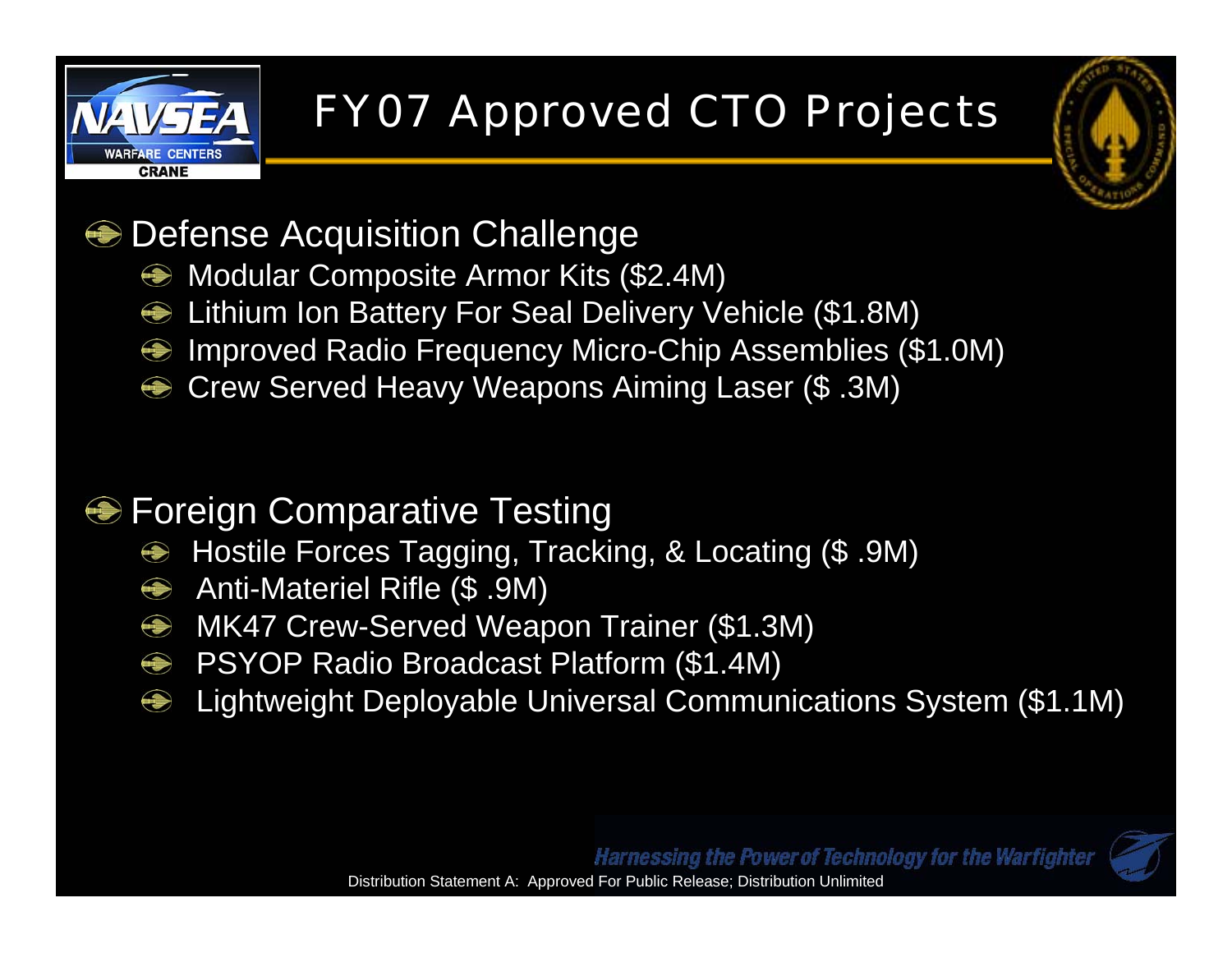# FY07 Approved CTO Projects

- Defense Acquisition Challenge
  - Modular Composite Armor Kits ($2.4M)
  - Lithium Ion Battery For Seal Delivery Vehicle ($1.8M)
  - Improved Radio Frequency Micro-Chip Assemblies ($1.0M)
  - Crew Served Heavy Weapons Aiming Laser ($ .3M)

- Foreign Comparative Testing
  - Hostile Forces Tagging, Tracking, & Locating ($ .9M)
  - Anti-Materiel Rifle ($ .9M)
  - MK47 Crew-Served Weapon Trainer ($1.3M)
  - PSYOP Radio Broadcast Platform ($1.4M)
  - Lightweight Deployable Universal Communications System ($1.1M)

*Harnessing the Power of Technology for the Warfighter*

Distribution Statement A: Approved For Public Release; Distribution Unlimited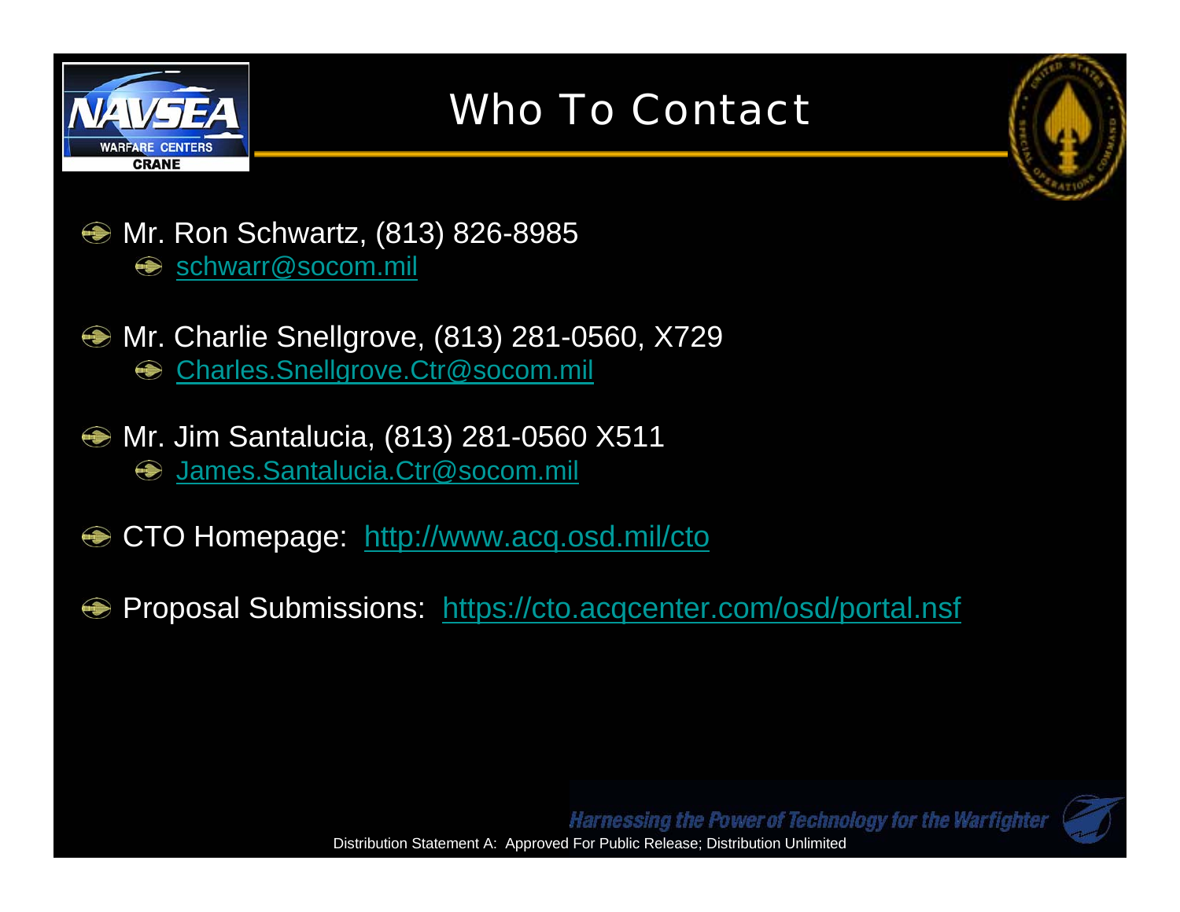# Who To Contact

- Mr. Ron Schwartz, (813) 826-8985
  - schwarr@socom.mil
- Mr. Charlie Snellgrove, (813) 281-0560, X729
  - Charles.Snellgrove.Ctr@socom.mil
- Mr. Jim Santalucia, (813) 281-0560 X511
  - James.Santalucia.Ctr@socom.mil
- CTO Homepage: http://www.acq.osd.mil/cto
- Proposal Submissions: https://cto.acqcenter.com/osd/portal.nsf

Distribution Statement A: Approved For Public Release; Distribution Unlimited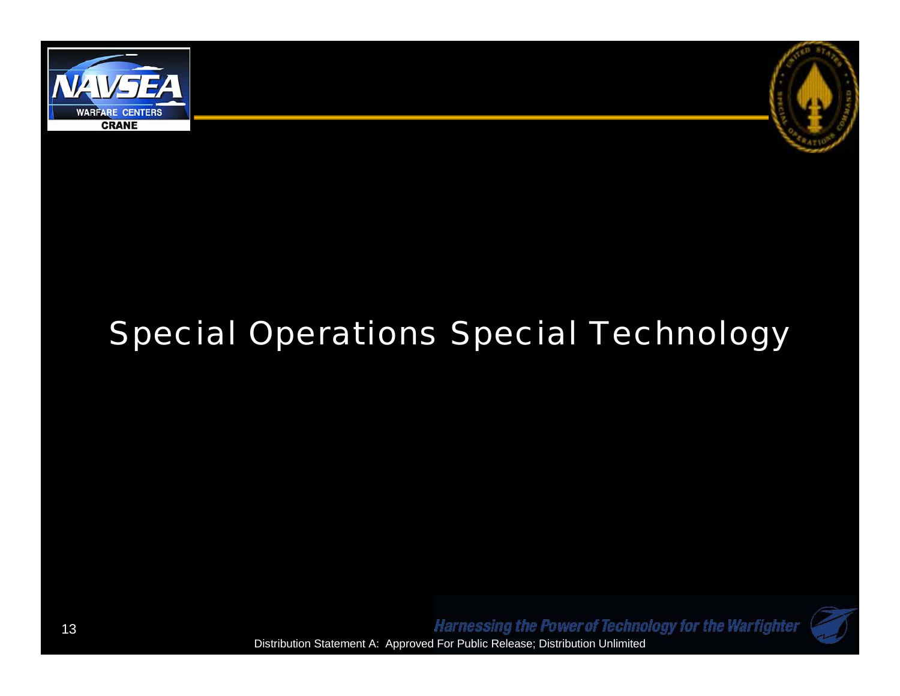# Special Operations Special Technology

Distribution Statement A: Approved For Public Release; Distribution Unlimited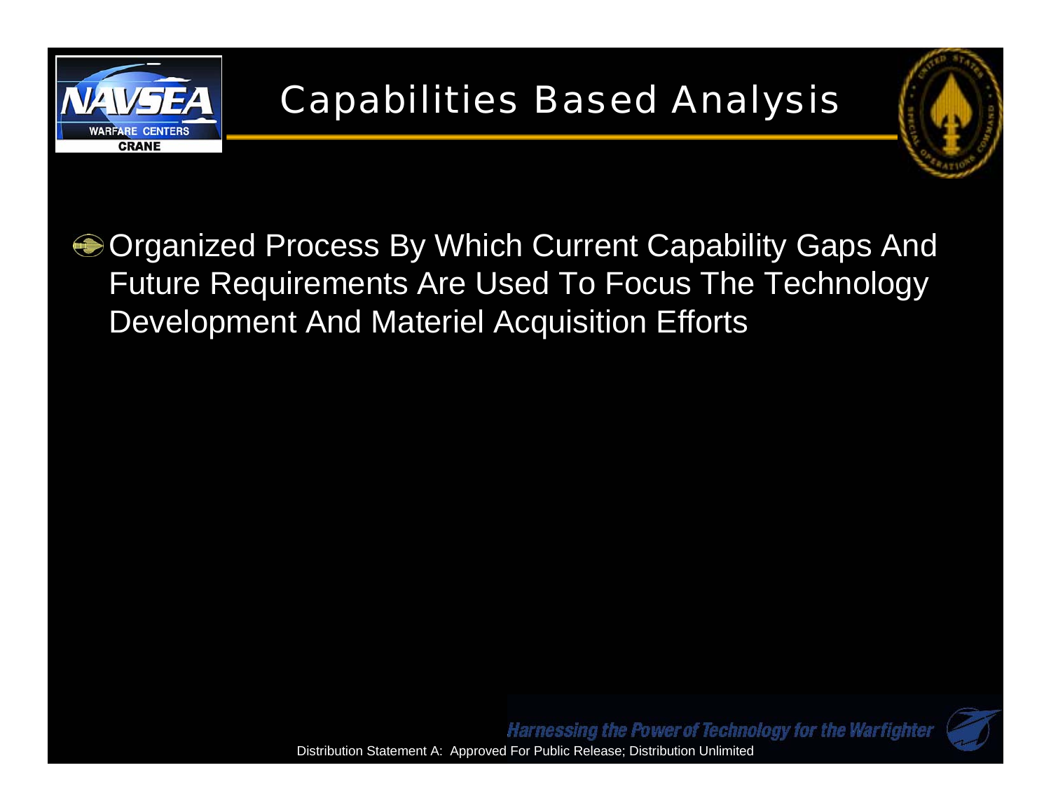# Capabilities Based Analysis

- Organized Process By Which Current Capability Gaps And Future Requirements Are Used To Focus The Technology Development And Materiel Acquisition Efforts

*Harnessing the Power of Technology for the Warfighter*

Distribution Statement A: Approved For Public Release; Distribution Unlimited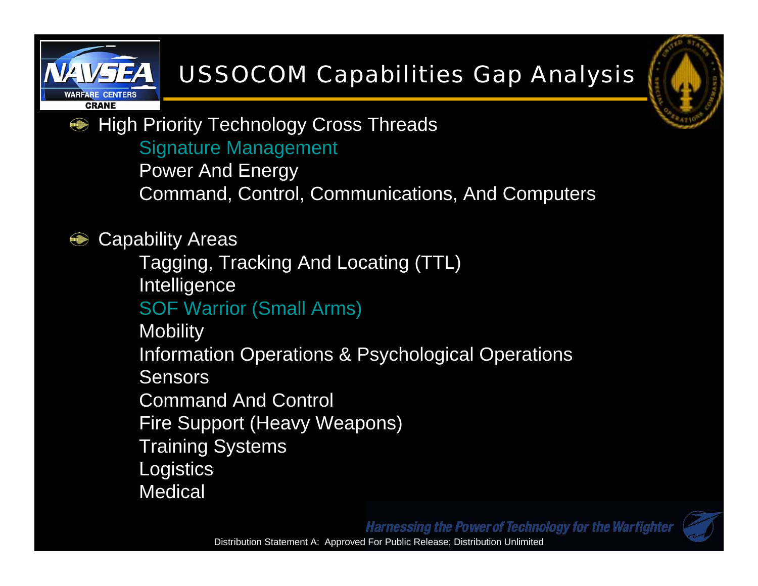# USSOCOM Capabilities Gap Analysis

- High Priority Technology Cross Threads
  - Signature Management
  - Power And Energy
  - Command, Control, Communications, And Computers
- Capability Areas
  - Tagging, Tracking And Locating (TTL)
  - Intelligence
  - SOF Warrior (Small Arms)
  - Mobility
  - Information Operations & Psychological Operations
  - Sensors
  - Command And Control
  - Fire Support (Heavy Weapons)
  - Training Systems
  - Logistics
  - Medical

Distribution Statement A: Approved For Public Release; Distribution Unlimited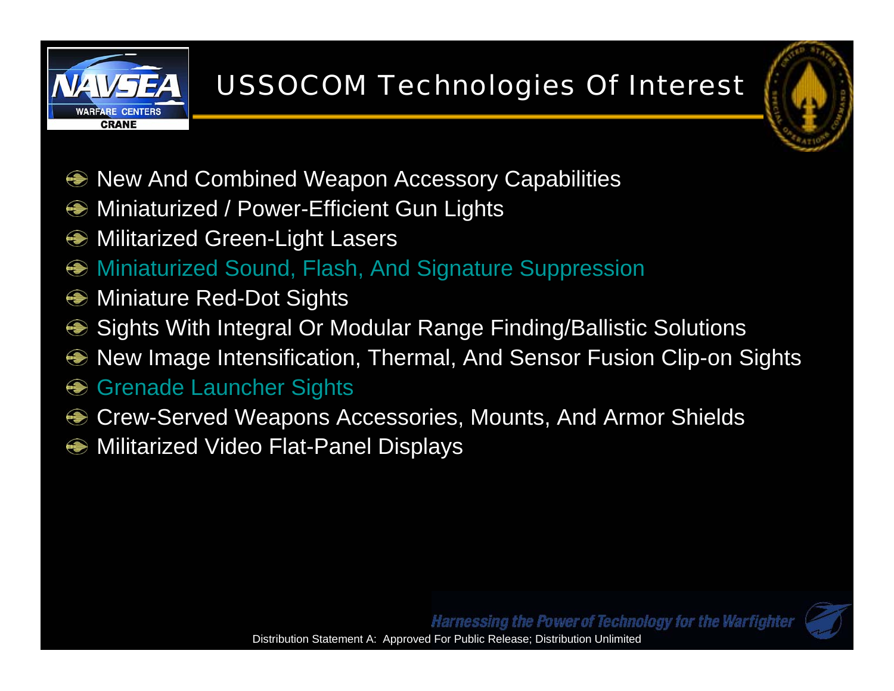# USSOCOM Technologies Of Interest

- New And Combined Weapon Accessory Capabilities
- Miniaturized / Power-Efficient Gun Lights
- Militarized Green-Light Lasers
- Miniaturized Sound, Flash, And Signature Suppression
- Miniature Red-Dot Sights
- Sights With Integral Or Modular Range Finding/Ballistic Solutions
- New Image Intensification, Thermal, And Sensor Fusion Clip-on Sights
- Grenade Launcher Sights
- Crew-Served Weapons Accessories, Mounts, And Armor Shields
- Militarized Video Flat-Panel Displays

Distribution Statement A: Approved For Public Release; Distribution Unlimited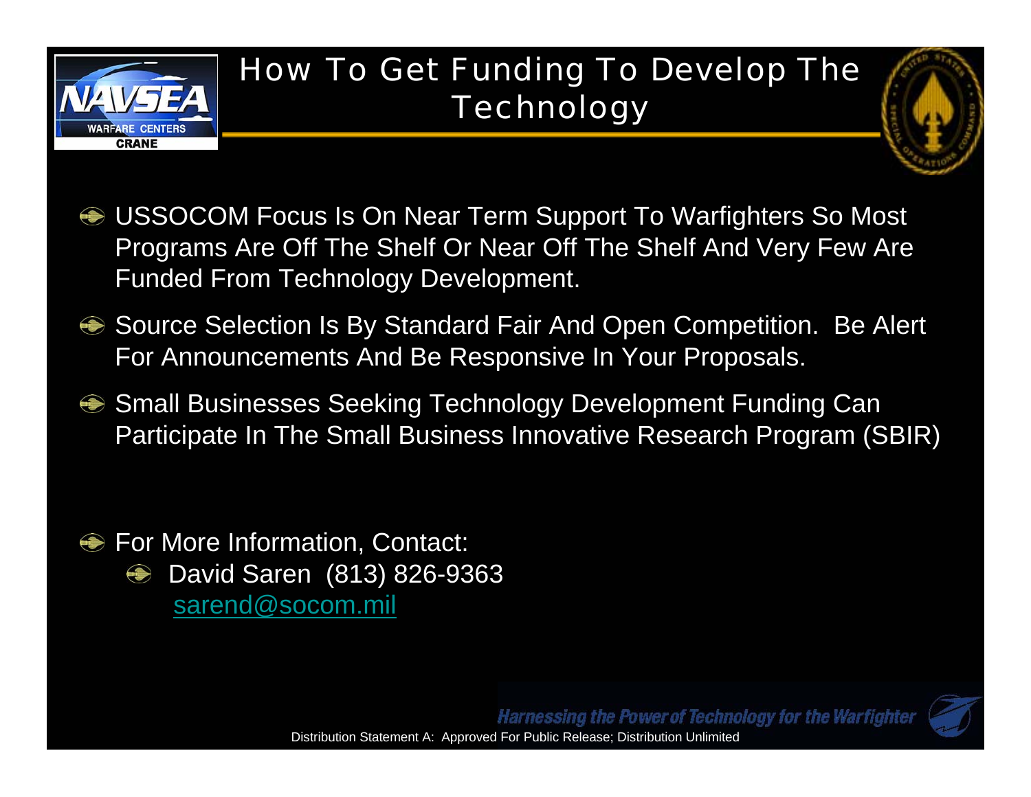# How To Get Funding To Develop The Technology

- USSOCOM Focus Is On Near Term Support To Warfighters So Most Programs Are Off The Shelf Or Near Off The Shelf And Very Few Are Funded From Technology Development.
- Source Selection Is By Standard Fair And Open Competition. Be Alert For Announcements And Be Responsive In Your Proposals.
- Small Businesses Seeking Technology Development Funding Can Participate In The Small Business Innovative Research Program (SBIR)

- For More Information, Contact:
  - David Saren (813) 826-9363
    sarend@socom.mil

*Harnessing the Power of Technology for the Warfighter*

Distribution Statement A: Approved For Public Release; Distribution Unlimited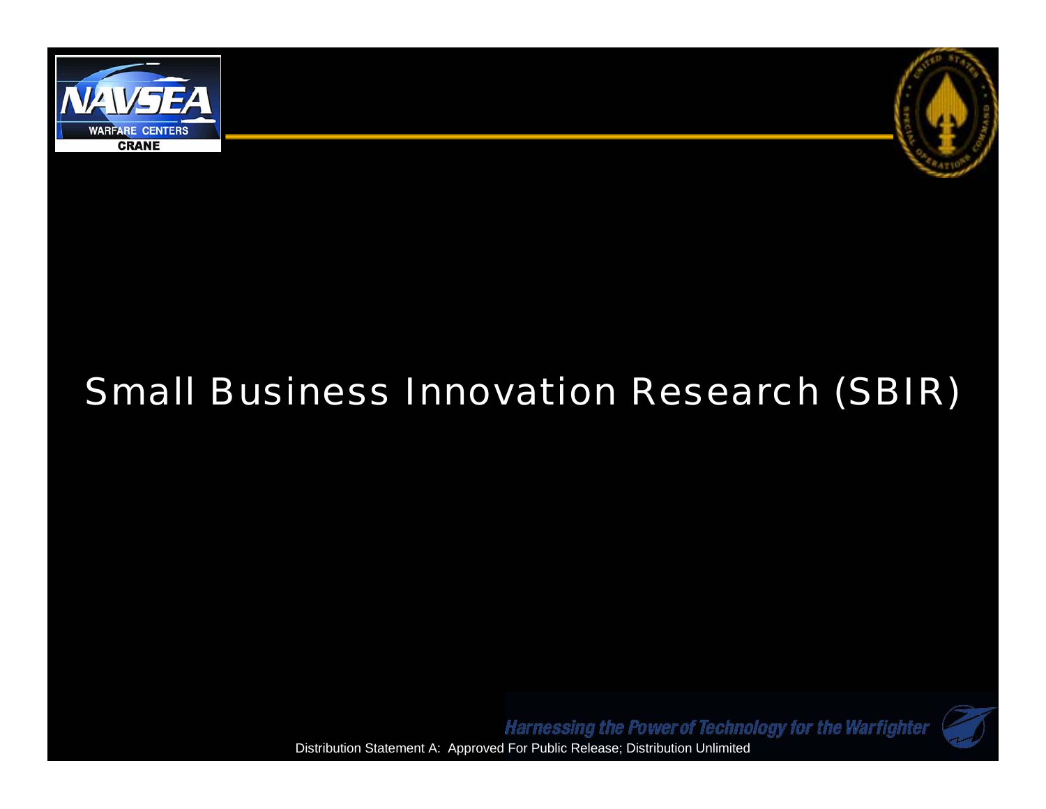# Small Business Innovation Research (SBIR)

*Harnessing the Power of Technology for the Warfighter*

Distribution Statement A: Approved For Public Release; Distribution Unlimited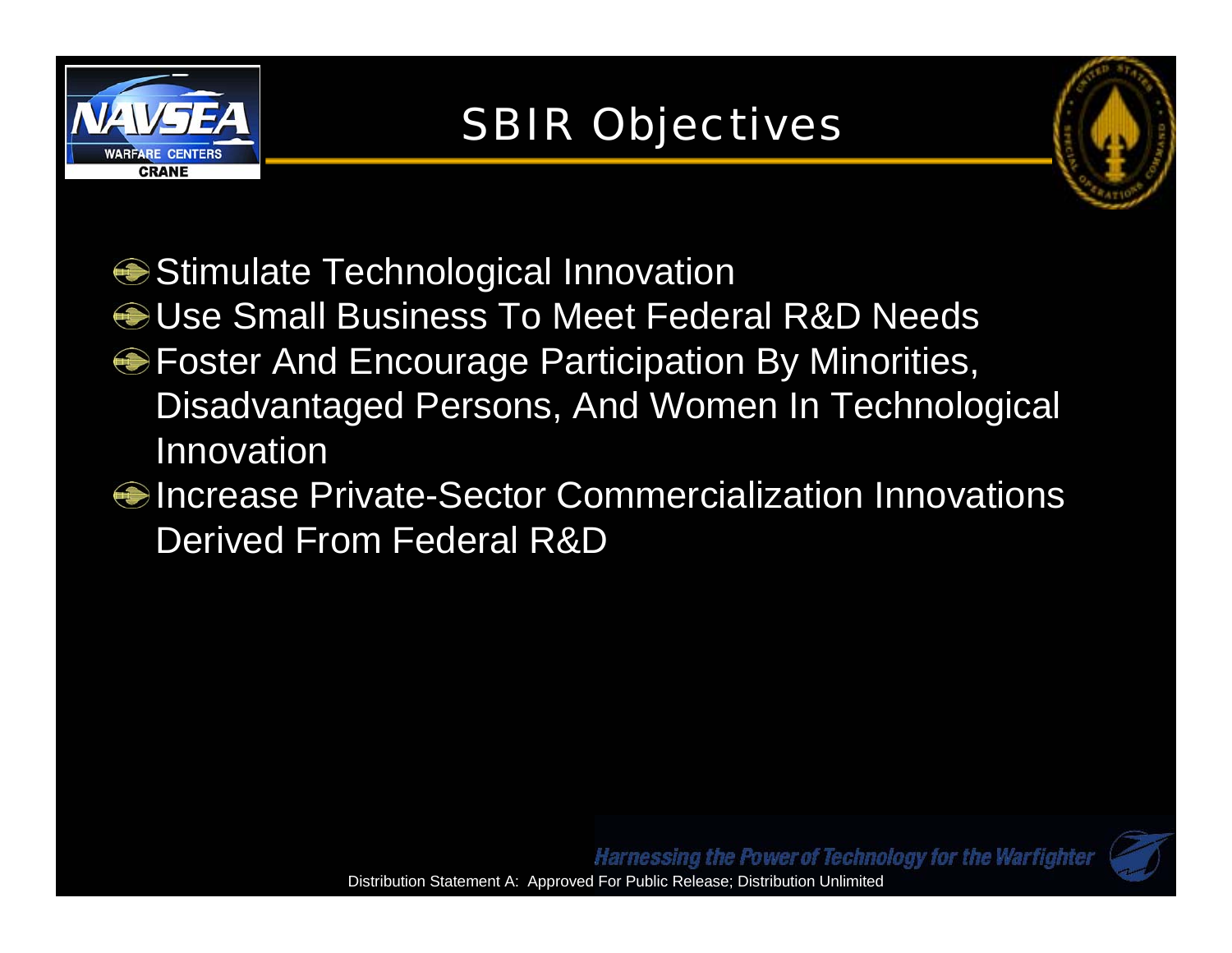# SBIR Objectives

- Stimulate Technological Innovation
- Use Small Business To Meet Federal R&D Needs
- Foster And Encourage Participation By Minorities, Disadvantaged Persons, And Women In Technological Innovation
- Increase Private-Sector Commercialization Innovations Derived From Federal R&D

*Harnessing the Power of Technology for the Warfighter*

Distribution Statement A: Approved For Public Release; Distribution Unlimited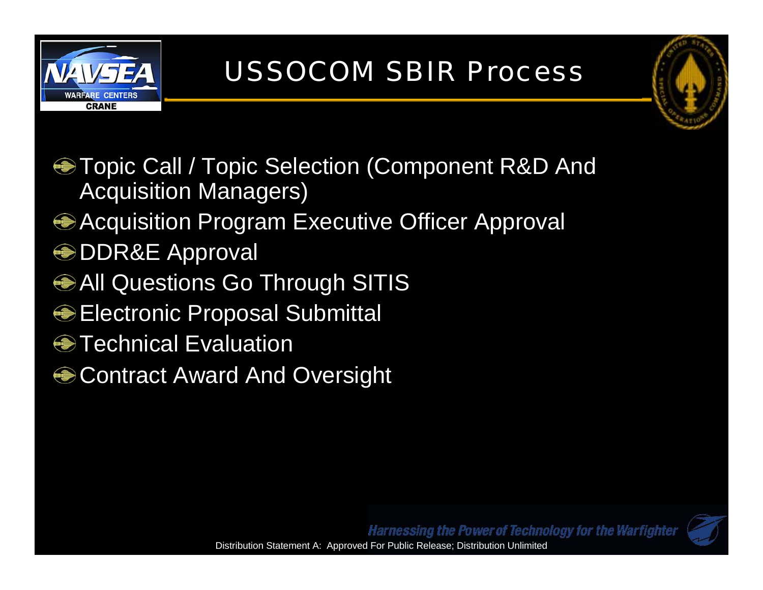# USSOCOM SBIR Process

- Topic Call / Topic Selection (Component R&D And Acquisition Managers)
- Acquisition Program Executive Officer Approval
- DDR&E Approval
- All Questions Go Through SITIS
- Electronic Proposal Submittal
- Technical Evaluation
- Contract Award And Oversight

Distribution Statement A: Approved For Public Release; Distribution Unlimited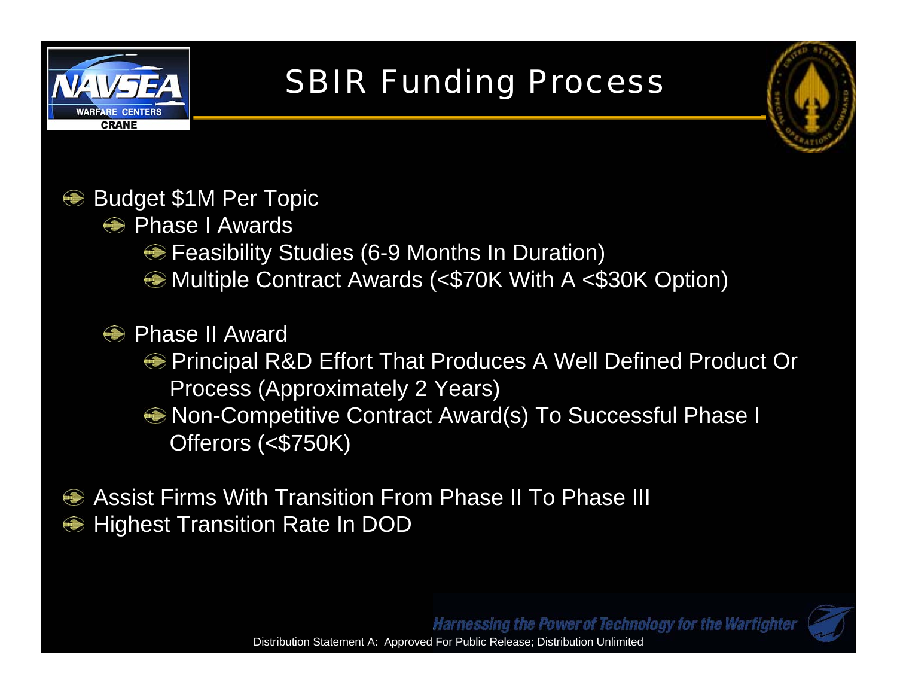# SBIR Funding Process

- Budget $1M Per Topic
  - Phase I Awards
    - Feasibility Studies (6-9 Months In Duration)
    - Multiple Contract Awards (<$70K With A <$30K Option)
  - Phase II Award
    - Principal R&D Effort That Produces A Well Defined Product Or Process (Approximately 2 Years)
    - Non-Competitive Contract Award(s) To Successful Phase I Offerors (<$750K)
- Assist Firms With Transition From Phase II To Phase III
- Highest Transition Rate In DOD

Distribution Statement A: Approved For Public Release; Distribution Unlimited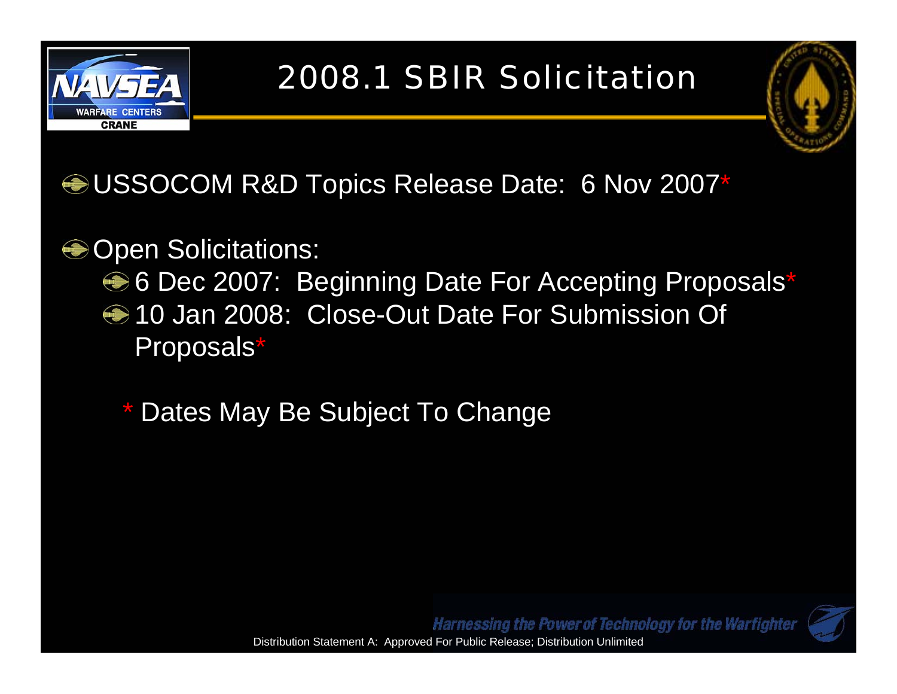# 2008.1 SBIR Solicitation

- USSOCOM R&D Topics Release Date: 6 Nov 2007*
- Open Solicitations:
  - 6 Dec 2007: Beginning Date For Accepting Proposals*
  - 10 Jan 2008: Close-Out Date For Submission Of Proposals*

\* Dates May Be Subject To Change

*Harnessing the Power of Technology for the Warfighter*

Distribution Statement A: Approved For Public Release; Distribution Unlimited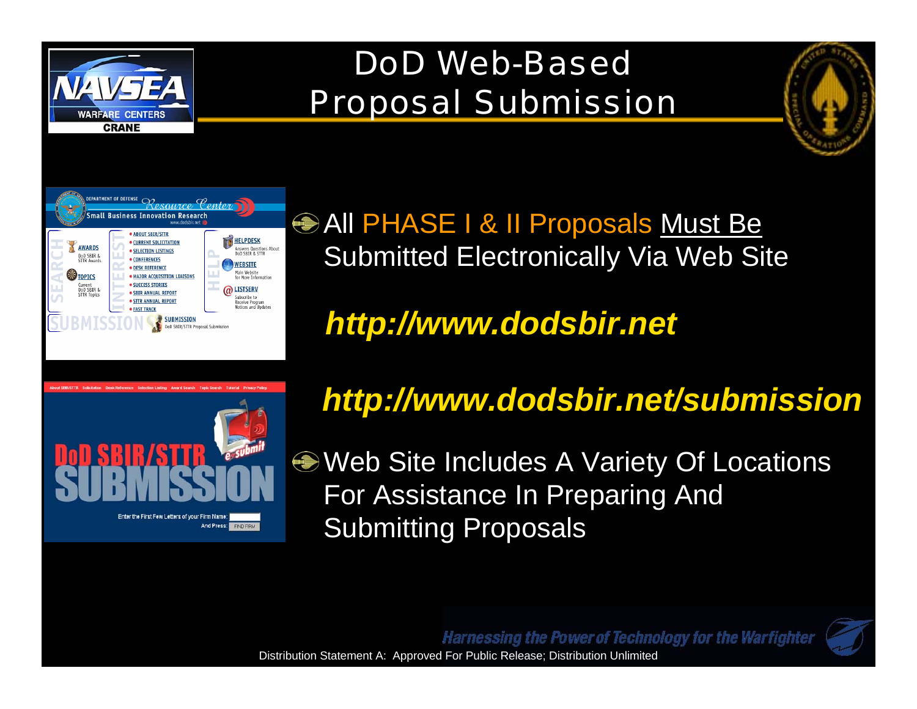# DoD Web-Based Proposal Submission

- All PHASE I & II Proposals Must Be Submitted Electronically Via Web Site

***http://www.dodsbir.net***

***http://www.dodsbir.net/submission***

- Web Site Includes A Variety Of Locations For Assistance In Preparing And Submitting Proposals

*Harnessing the Power of Technology for the Warfighter*

Distribution Statement A: Approved For Public Release; Distribution Unlimited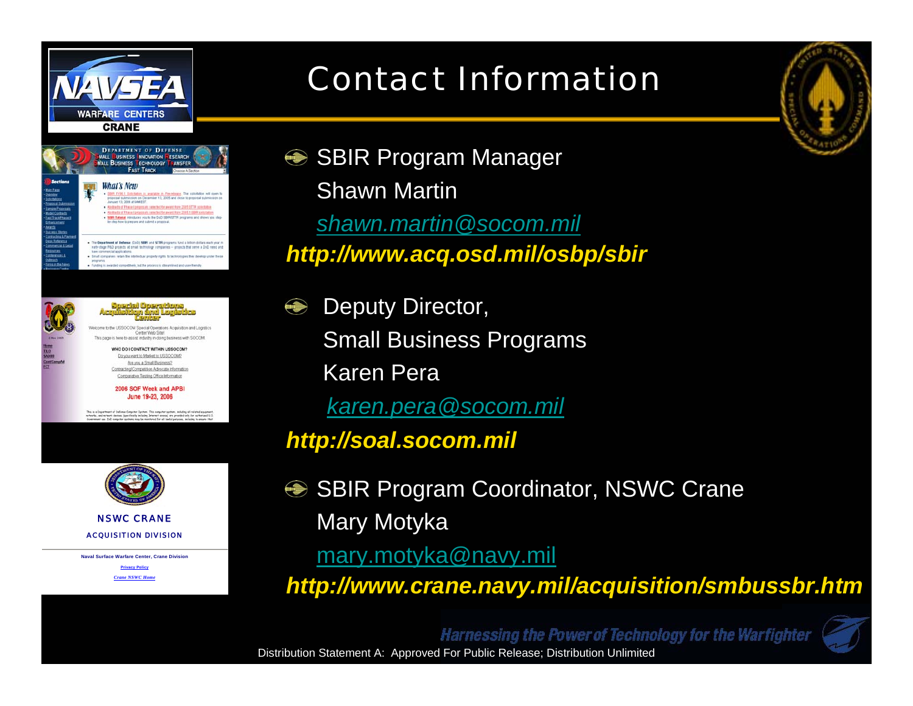# Contact Information

- SBIR Program Manager

  Shawn Martin

  shawn.martin@socom.mil

***http://www.acq.osd.mil/osbp/sbir***

- Deputy Director,

  Small Business Programs

  Karen Pera

  karen.pera@socom.mil

***http://soal.socom.mil***

- SBIR Program Coordinator, NSWC Crane

  Mary Motyka

  mary.motyka@navy.mil

***http://www.crane.navy.mil/acquisition/smbussbr.htm***

Harnessing the Power of Technology for the Warfighter

Distribution Statement A: Approved For Public Release; Distribution Unlimited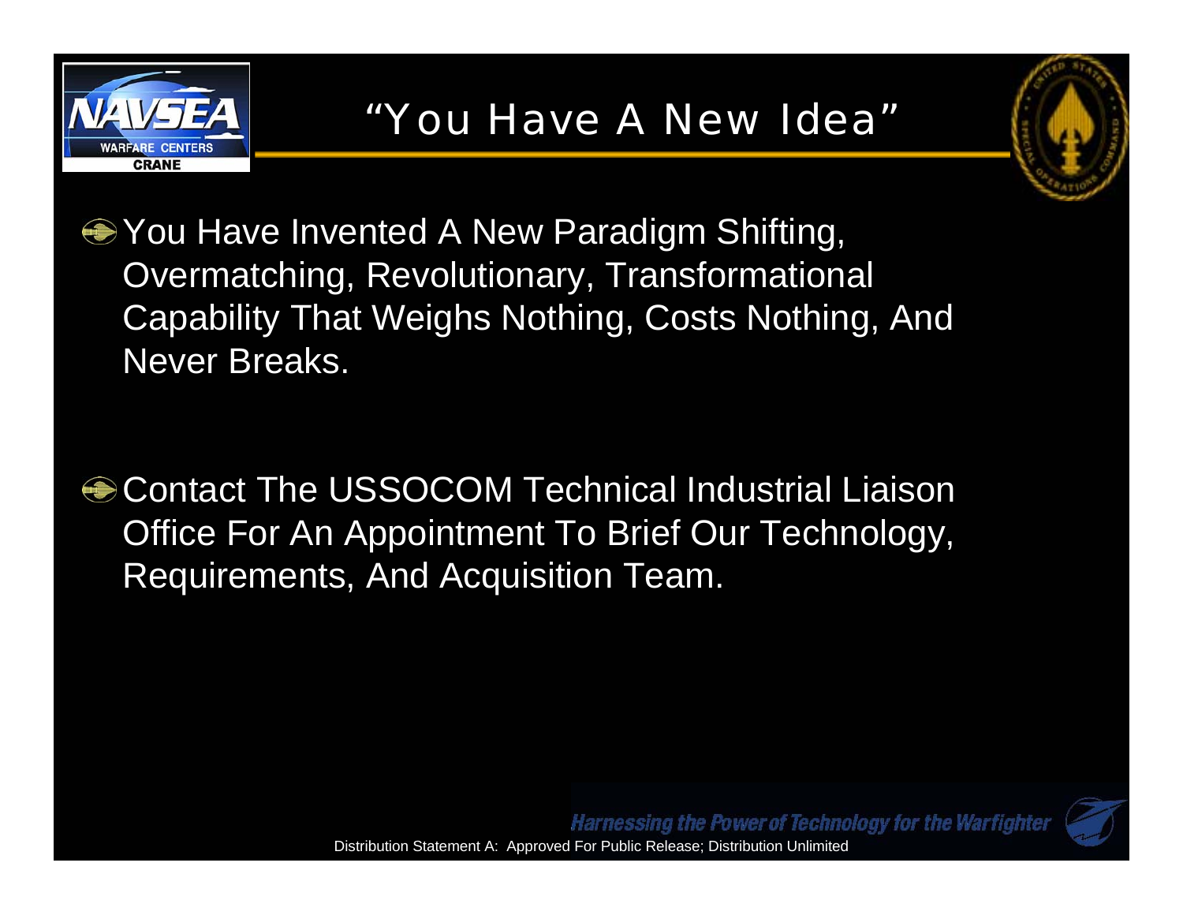# "You Have A New Idea"

- You Have Invented A New Paradigm Shifting, Overmatching, Revolutionary, Transformational Capability That Weighs Nothing, Costs Nothing, And Never Breaks.

- Contact The USSOCOM Technical Industrial Liaison Office For An Appointment To Brief Our Technology, Requirements, And Acquisition Team.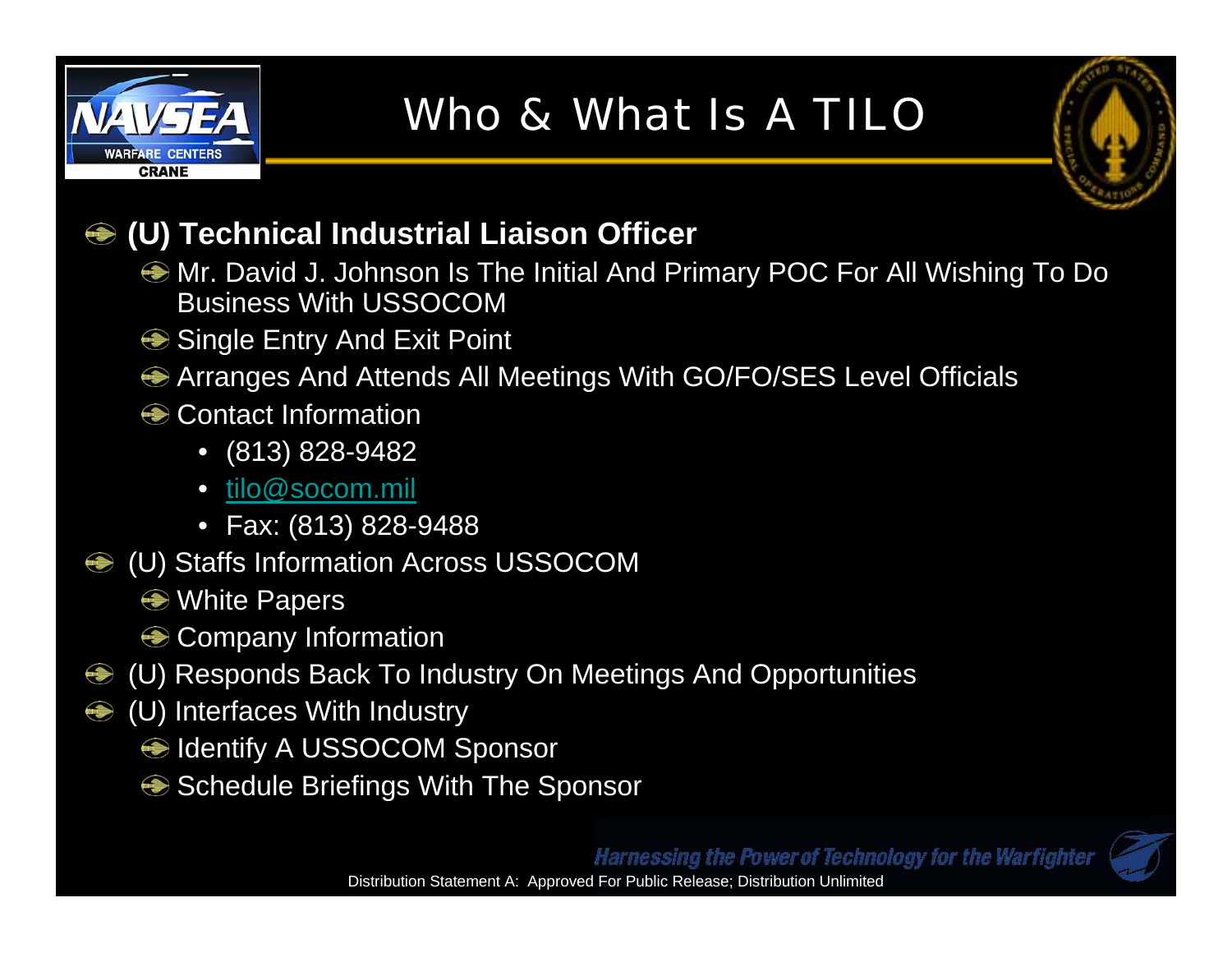# Who & What Is A TILO

- **(U) Technical Industrial Liaison Officer**
  - Mr. David J. Johnson Is The Initial And Primary POC For All Wishing To Do Business With USSOCOM
  - Single Entry And Exit Point
  - Arranges And Attends All Meetings With GO/FO/SES Level Officials
  - Contact Information
    - (813) 828-9482
    - tilo@socom.mil
    - Fax: (813) 828-9488
- (U) Staffs Information Across USSOCOM
  - White Papers
  - Company Information
- (U) Responds Back To Industry On Meetings And Opportunities
- (U) Interfaces With Industry
  - Identify A USSOCOM Sponsor
  - Schedule Briefings With The Sponsor

*Harnessing the Power of Technology for the Warfighter*

Distribution Statement A: Approved For Public Release; Distribution Unlimited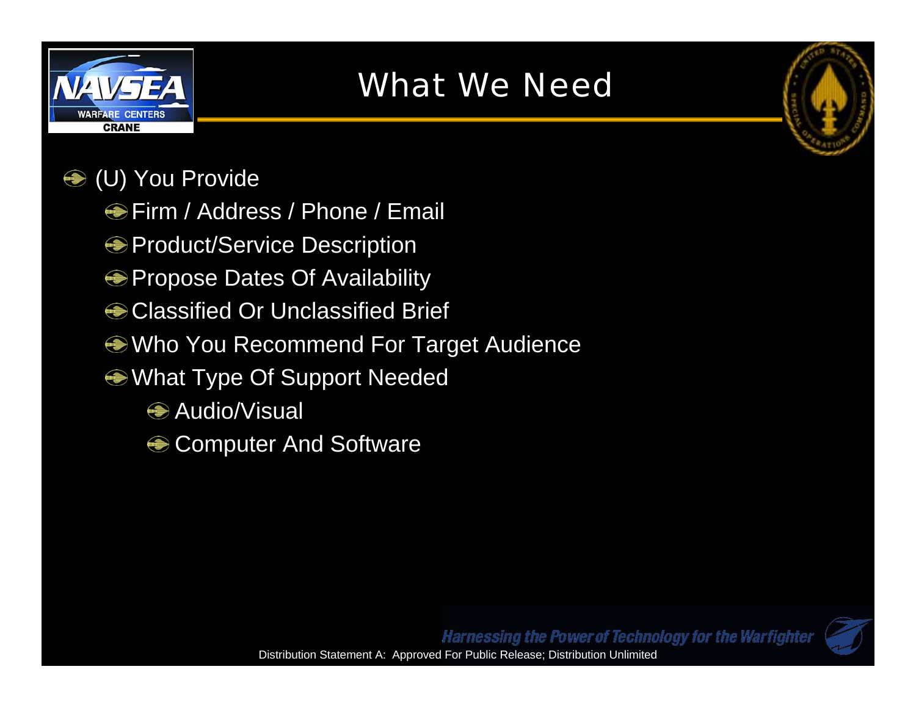# What We Need

- (U) You Provide
  - Firm / Address / Phone / Email
  - Product/Service Description
  - Propose Dates Of Availability
  - Classified Or Unclassified Brief
  - Who You Recommend For Target Audience
  - What Type Of Support Needed
    - Audio/Visual
    - Computer And Software

Distribution Statement A: Approved For Public Release; Distribution Unlimited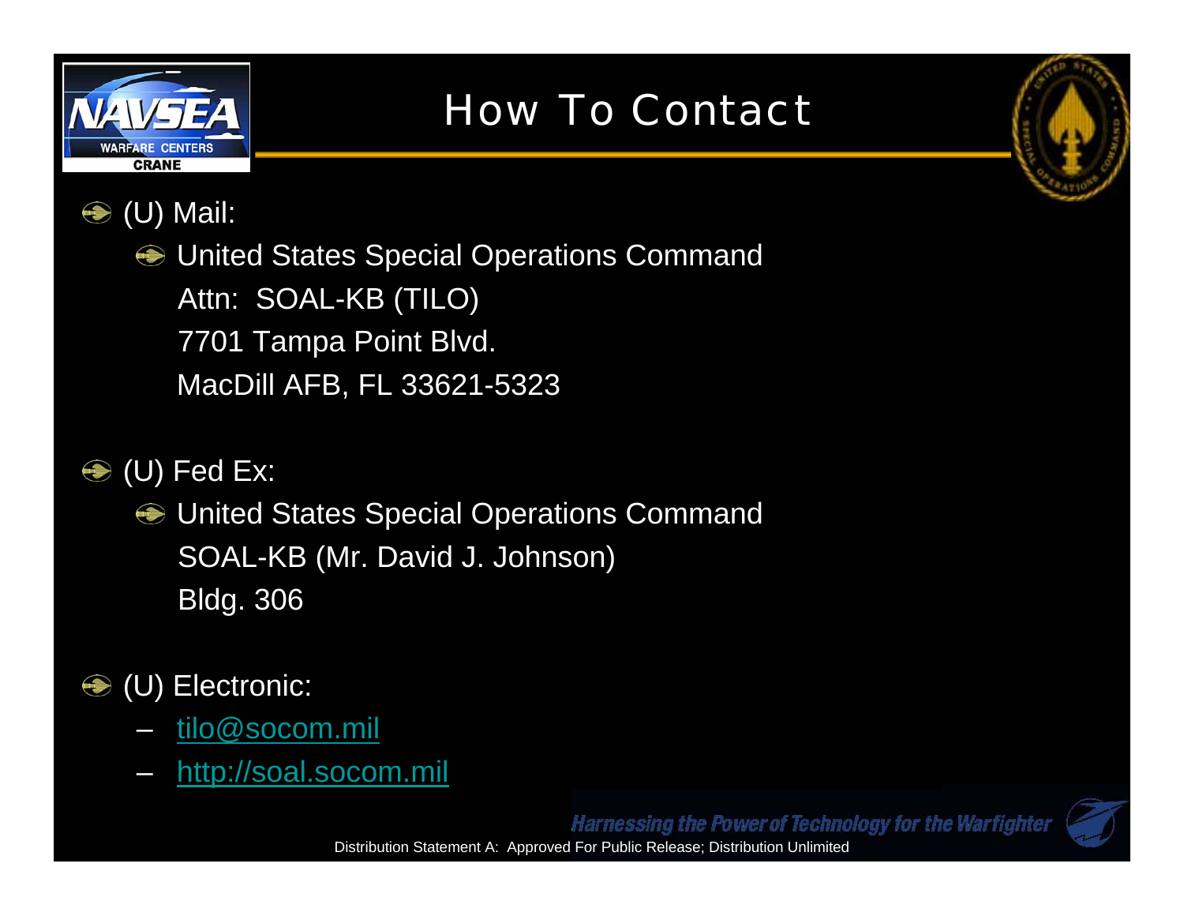# How To Contact

- (U) Mail:
  - United States Special Operations Command
    Attn: SOAL-KB (TILO)
    7701 Tampa Point Blvd.
    MacDill AFB, FL 33621-5323

- (U) Fed Ex:
  - United States Special Operations Command
    SOAL-KB (Mr. David J. Johnson)
    Bldg. 306

- (U) Electronic:
  - tilo@socom.mil
  - http://soal.socom.mil

*Harnessing the Power of Technology for the Warfighter*

Distribution Statement A: Approved For Public Release; Distribution Unlimited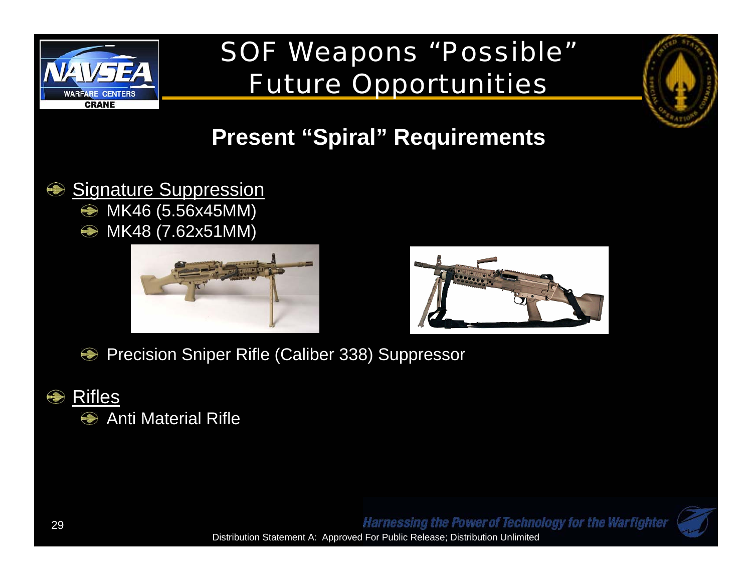# SOF Weapons "Possible" Future Opportunities

## Present "Spiral" Requirements

- Signature Suppression
  - MK46 (5.56x45MM)
  - MK48 (7.62x51MM)
  - Precision Sniper Rifle (Caliber 338) Suppressor
- Rifles
  - Anti Material Rifle

Distribution Statement A: Approved For Public Release; Distribution Unlimited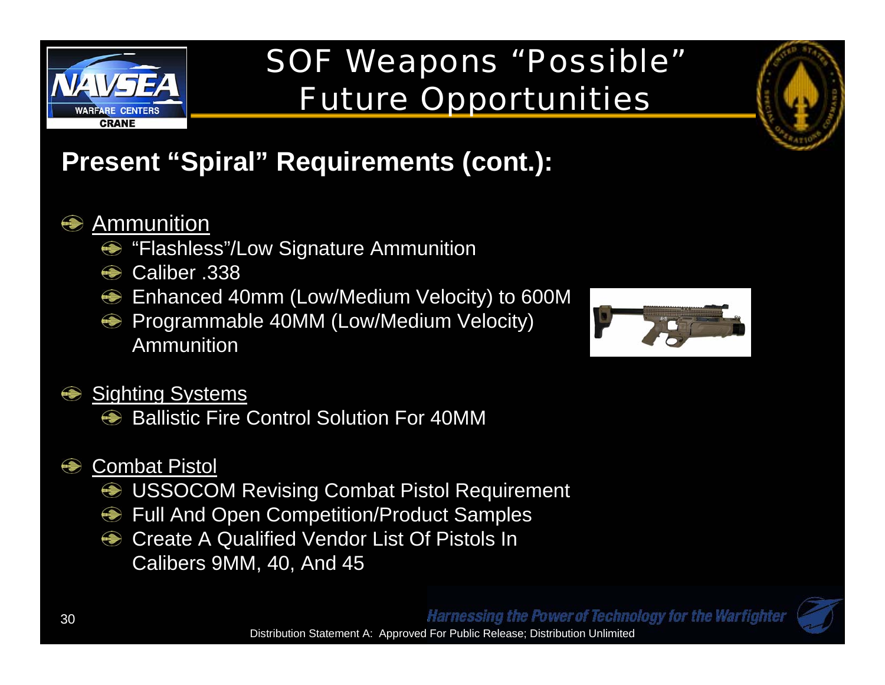# SOF Weapons "Possible" Future Opportunities

## Present "Spiral" Requirements (cont.):

- Ammunition
  - "Flashless"/Low Signature Ammunition
  - Caliber .338
  - Enhanced 40mm (Low/Medium Velocity) to 600M
  - Programmable 40MM (Low/Medium Velocity) Ammunition
- Sighting Systems
  - Ballistic Fire Control Solution For 40MM
- Combat Pistol
  - USSOCOM Revising Combat Pistol Requirement
  - Full And Open Competition/Product Samples
  - Create A Qualified Vendor List Of Pistols In Calibers 9MM, 40, And 45

*Harnessing the Power of Technology for the Warfighter*

Distribution Statement A: Approved For Public Release; Distribution Unlimited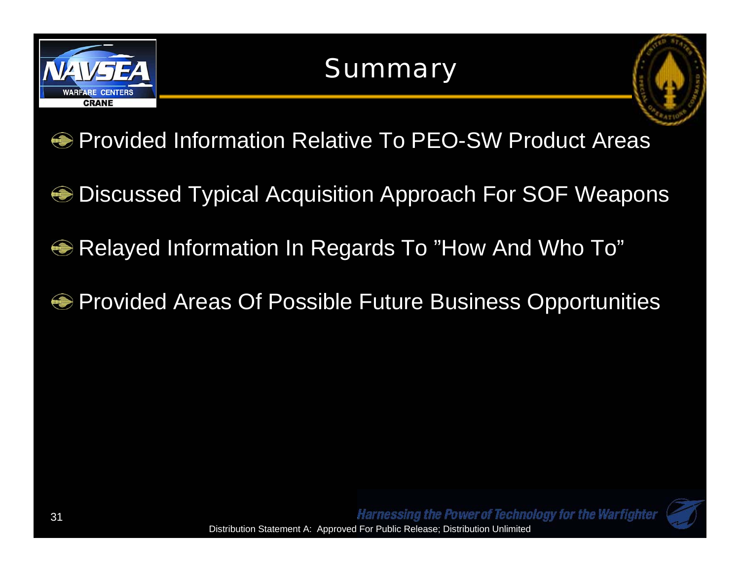# Summary

- Provided Information Relative To PEO-SW Product Areas
- Discussed Typical Acquisition Approach For SOF Weapons
- Relayed Information In Regards To "How And Who To"
- Provided Areas Of Possible Future Business Opportunities

Distribution Statement A: Approved For Public Release; Distribution Unlimited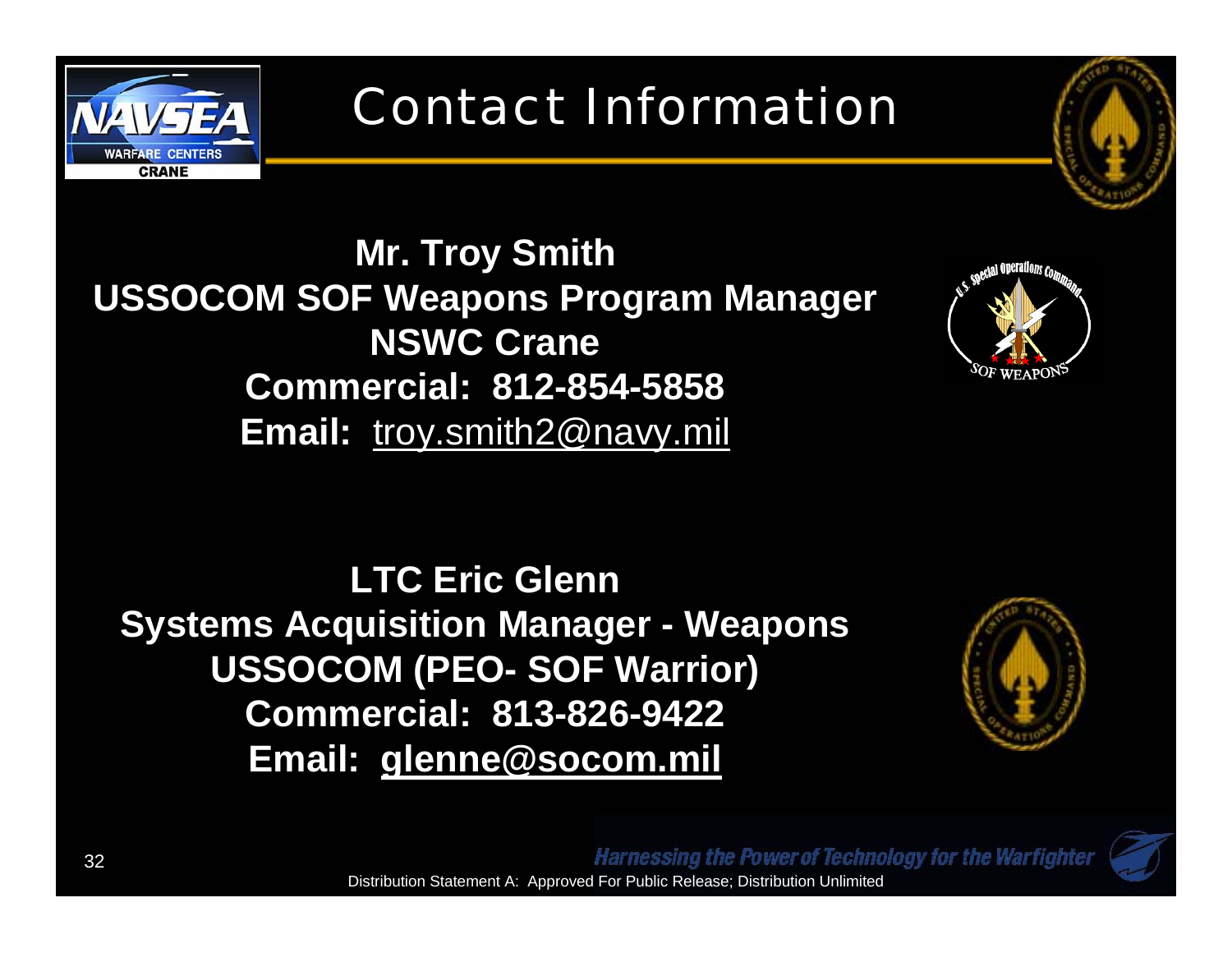# Contact Information

**Mr. Troy Smith**
**USSOCOM SOF Weapons Program Manager**
**NSWC Crane**
**Commercial: 812-854-5858**
**Email:** troy.smith2@navy.mil

**LTC Eric Glenn**
**Systems Acquisition Manager - Weapons**
**USSOCOM (PEO- SOF Warrior)**
**Commercial: 813-826-9422**
**Email: glenne@socom.mil**

Distribution Statement A: Approved For Public Release; Distribution Unlimited